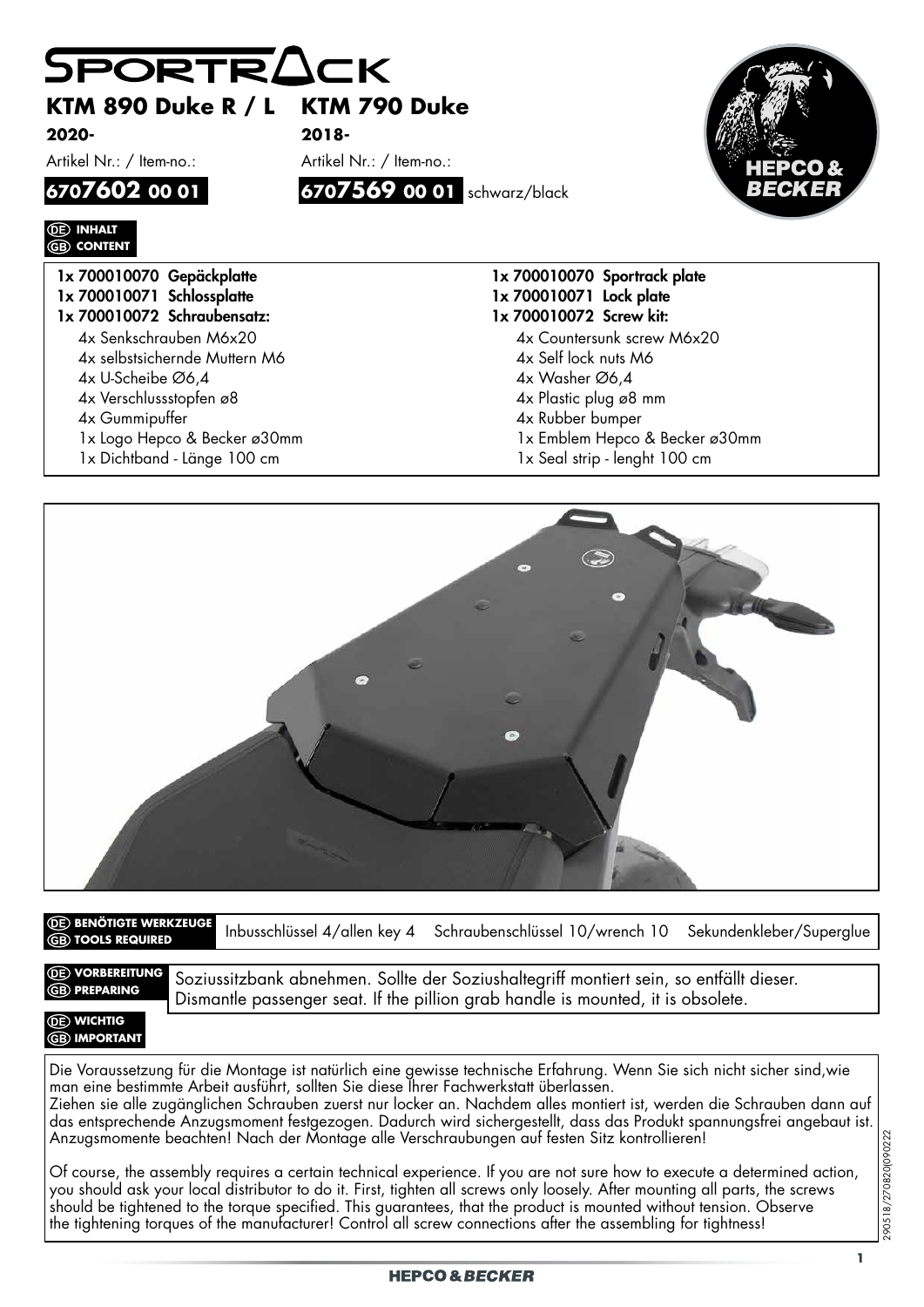# SPORTRACK

## KTM 890 Duke R / L

**2020-**

Artikel Nr.: / Item-no.:

**6707602 00 01**

## KTM 790 Duke

**2018-**

Artikel Nr.: / Item-no.:

**6707569 00 01** schwarz/black

**DE INHALT**
**GB CONTENT**

**1x 700010070 Gepäckplatte**
**1x 700010071 Schlossplatte**
**1x 700010072 Schraubensatz:**

- 4x Senkschrauben M6x20
- 4x selbstsichernde Muttern M6
- 4x U-Scheibe Ø6,4
- 4x Verschlussstopfen ø8
- 4x Gummipuffer
- 1x Logo Hepco & Becker ø30mm
- 1x Dichtband - Länge 100 cm

**1x 700010070 Sportrack plate**
**1x 700010071 Lock plate**
**1x 700010072 Screw kit:**

- 4x Countersunk screw M6x20
- 4x Self lock nuts M6
- 4x Washer Ø6,4
- 4x Plastic plug ø8 mm
- 4x Rubber bumper
- 1x Emblem Hepco & Becker ø30mm
- 1x Seal strip - lenght 100 cm

**DE BENÖTIGTE WERKZEUGE**
**GB TOOLS REQUIRED**

Inbusschlüssel 4/allen key 4 Schraubenschlüssel 10/wrench 10 Sekundenkleber/Superglue

**DE VORBEREITUNG**
**GB PREPARING**

Soziussitzbank abnehmen. Sollte der Soziushaltegriff montiert sein, so entfällt dieser.
Dismantle passenger seat. If the pillion grab handle is mounted, it is obsolete.

**DE WICHTIG**
**GB IMPORTANT**

Die Voraussetzung für die Montage ist natürlich eine gewisse technische Erfahrung. Wenn Sie sich nicht sicher sind,wie man eine bestimmte Arbeit ausführt, sollten Sie diese Ihrer Fachwerkstatt überlassen.
Ziehen sie alle zugänglichen Schrauben zuerst nur locker an. Nachdem alles montiert ist, werden die Schrauben dann auf das entsprechende Anzugsmoment festgezogen. Dadurch wird sichergestellt, dass das Produkt spannungsfrei angebaut ist. Anzugsmomente beachten! Nach der Montage alle Verschraubungen auf festen Sitz kontrollieren!

Of course, the assembly requires a certain technical experience. If you are not sure how to execute a determined action, you should ask your local distributor to do it. First, tighten all screws only loosely. After mounting all parts, the screws should be tightened to the torque specified. This guarantees, that the product is mounted without tension. Observe the tightening torques of the manufacturer! Control all screw connections after the assembling for tightness!

290518/270820|090222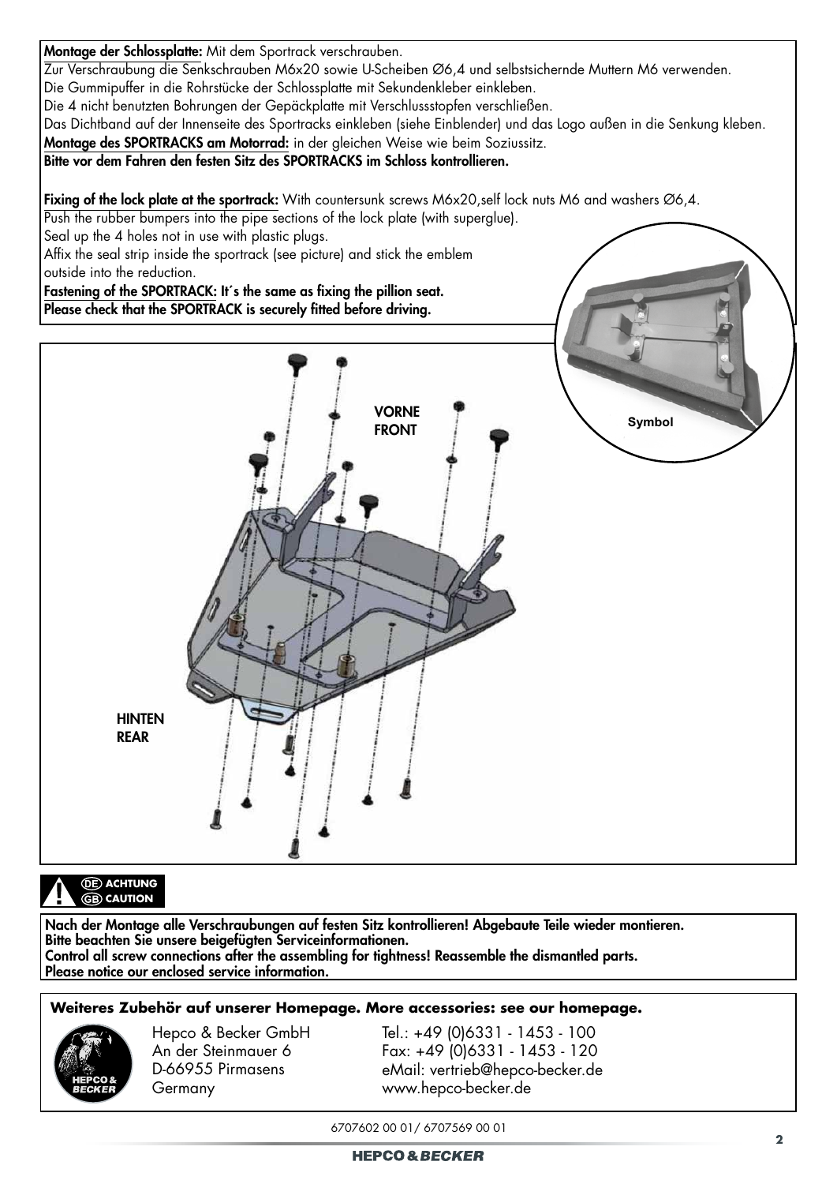**Montage der Schlossplatte:** Mit dem Sportrack verschrauben.
Zur Verschraubung die Senkschrauben M6x20 sowie U-Scheiben Ø6,4 und selbstsichernde Muttern M6 verwenden.
Die Gummipuffer in die Rohrstücke der Schlossplatte mit Sekundenkleber einkleben.
Die 4 nicht benutzten Bohrungen der Gepäckplatte mit Verschlussstopfen verschließen.
Das Dichtband auf der Innenseite des Sportracks einkleben (siehe Einblender) und das Logo außen in die Senkung kleben.
**Montage des SPORTRACKS am Motorrad:** in der gleichen Weise wie beim Soziussitz.
**Bitte vor dem Fahren den festen Sitz des SPORTRACKS im Schloss kontrollieren.**

**Fixing of the lock plate at the sportrack:** With countersunk screws M6x20,self lock nuts M6 and washers Ø6,4.
Push the rubber bumpers into the pipe sections of the lock plate (with superglue).
Seal up the 4 holes not in use with plastic plugs.
Affix the seal strip inside the sportrack (see picture) and stick the emblem outside into the reduction.
**Fastening of the SPORTRACK:** It´s the same as fixing the pillion seat.
**Please check that the SPORTRACK is securely fitted before driving.**

Symbol

VORNE
FRONT

HINTEN
REAR

**DE ACHTUNG**
**GB CAUTION**

**Nach der Montage alle Verschraubungen auf festen Sitz kontrollieren! Abgebaute Teile wieder montieren.**
**Bitte beachten Sie unsere beigefügten Serviceinformationen.**
**Control all screw connections after the assembling for tightness! Reassemble the dismantled parts.**
**Please notice our enclosed service information.**

**Weiteres Zubehör auf unserer Homepage. More accessories: see our homepage.**

Hepco & Becker GmbH
An der Steinmauer 6
D-66955 Pirmasens
Germany

Tel.: +49 (0)6331 - 1453 - 100
Fax: +49 (0)6331 - 1453 - 120
eMail: vertrieb@hepco-becker.de
www.hepco-becker.de

6707602 00 01/ 6707569 00 01